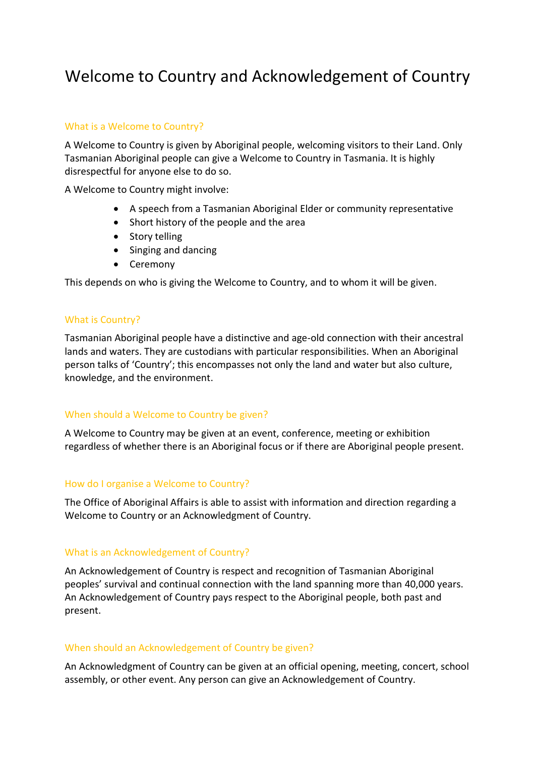# Welcome to Country and Acknowledgement of Country

## What is a Welcome to Country?

A Welcome to Country is given by Aboriginal people, welcoming visitors to their Land. Only Tasmanian Aboriginal people can give a Welcome to Country in Tasmania. It is highly disrespectful for anyone else to do so.

A Welcome to Country might involve:

- A speech from a Tasmanian Aboriginal Elder or community representative
- Short history of the people and the area
- Story telling
- Singing and dancing
- Ceremony

This depends on who is giving the Welcome to Country, and to whom it will be given.

## What is Country?

Tasmanian Aboriginal people have a distinctive and age-old connection with their ancestral lands and waters. They are custodians with particular responsibilities. When an Aboriginal person talks of 'Country'; this encompasses not only the land and water but also culture, knowledge, and the environment.

## When should a Welcome to Country be given?

A Welcome to Country may be given at an event, conference, meeting or exhibition regardless of whether there is an Aboriginal focus or if there are Aboriginal people present.

## How do I organise a Welcome to Country?

The Office of Aboriginal Affairs is able to assist with information and direction regarding a Welcome to Country or an Acknowledgment of Country.

## What is an Acknowledgement of Country?

An Acknowledgement of Country is respect and recognition of Tasmanian Aboriginal peoples' survival and continual connection with the land spanning more than 40,000 years. An Acknowledgement of Country pays respect to the Aboriginal people, both past and present.

## When should an Acknowledgement of Country be given?

An Acknowledgment of Country can be given at an official opening, meeting, concert, school assembly, or other event. Any person can give an Acknowledgement of Country.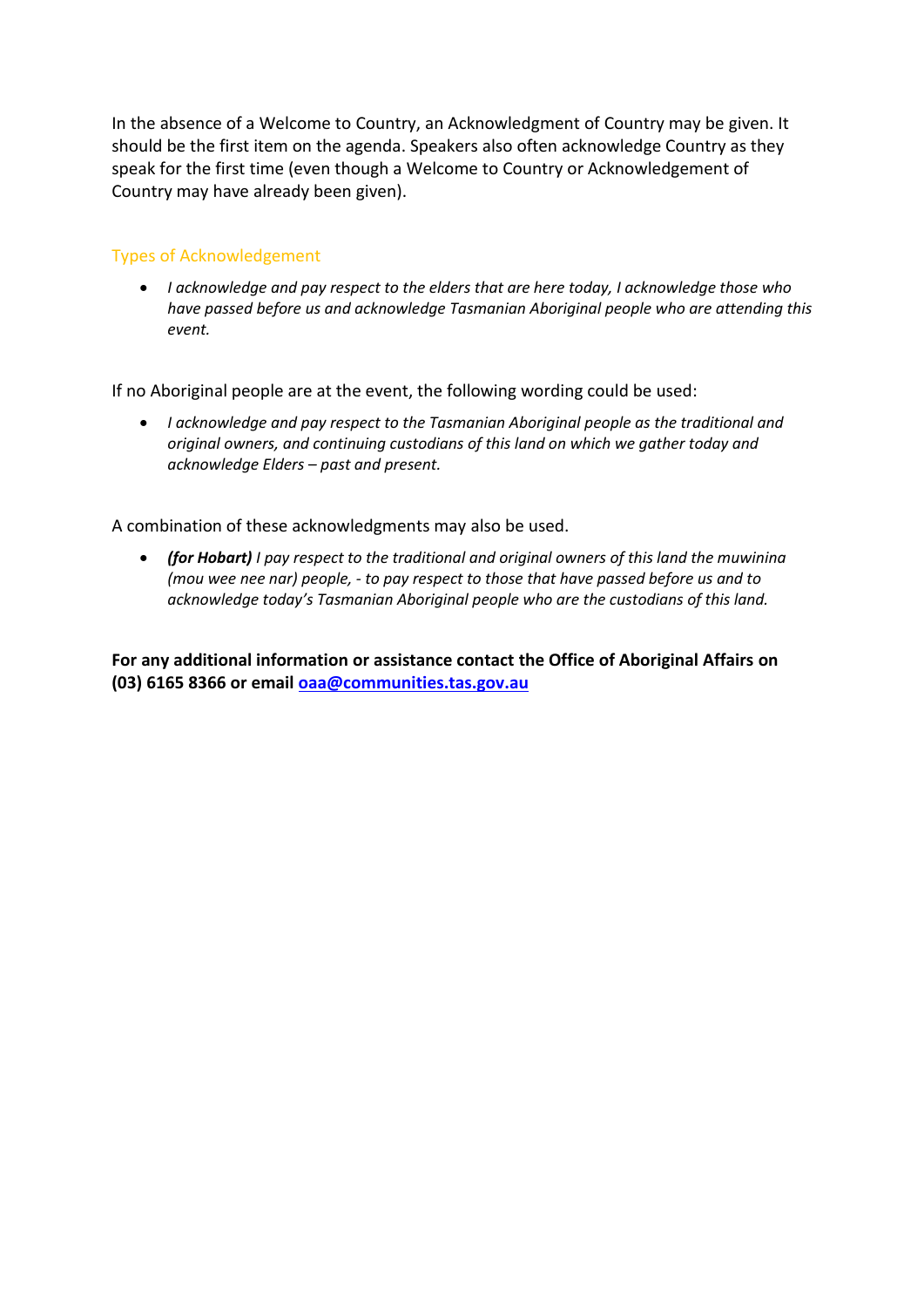In the absence of a Welcome to Country, an Acknowledgment of Country may be given. It should be the first item on the agenda. Speakers also often acknowledge Country as they speak for the first time (even though a Welcome to Country or Acknowledgement of Country may have already been given).

## Types of Acknowledgement

- *I acknowledge and pay respect to the elders that are here today, I acknowledge those who have passed before us and acknowledge Tasmanian Aboriginal people who are attending this event.*

If no Aboriginal people are at the event, the following wording could be used:

- *I acknowledge and pay respect to the Tasmanian Aboriginal people as the traditional and original owners, and continuing custodians of this land on which we gather today and acknowledge Elders – past and present.*

A combination of these acknowledgments may also be used.

- ***(for Hobart)*** *I pay respect to the traditional and original owners of this land the muwinina (mou wee nee nar) people, - to pay respect to those that have passed before us and to acknowledge today's Tasmanian Aboriginal people who are the custodians of this land.*

**For any additional information or assistance contact the Office of Aboriginal Affairs on (03) 6165 8366 or email [oaa@communities.tas.gov.au](mailto:oaa@communities.tas.gov.au)**